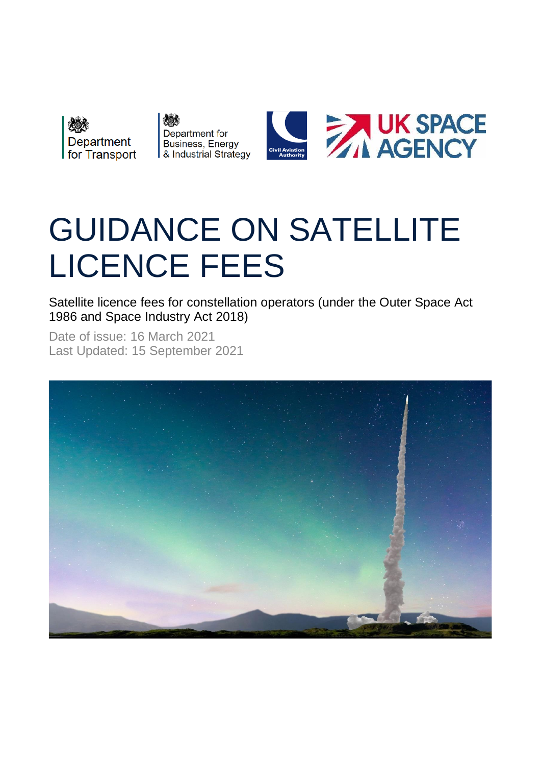Department for Transport

Department for Business, Energy & Industrial Strategy

Civil Aviation Authority

UK SPACE AGENCY

# GUIDANCE ON SATELLITE LICENCE FEES

Satellite licence fees for constellation operators (under the Outer Space Act 1986 and Space Industry Act 2018)

Date of issue: 16 March 2021
Last Updated: 15 September 2021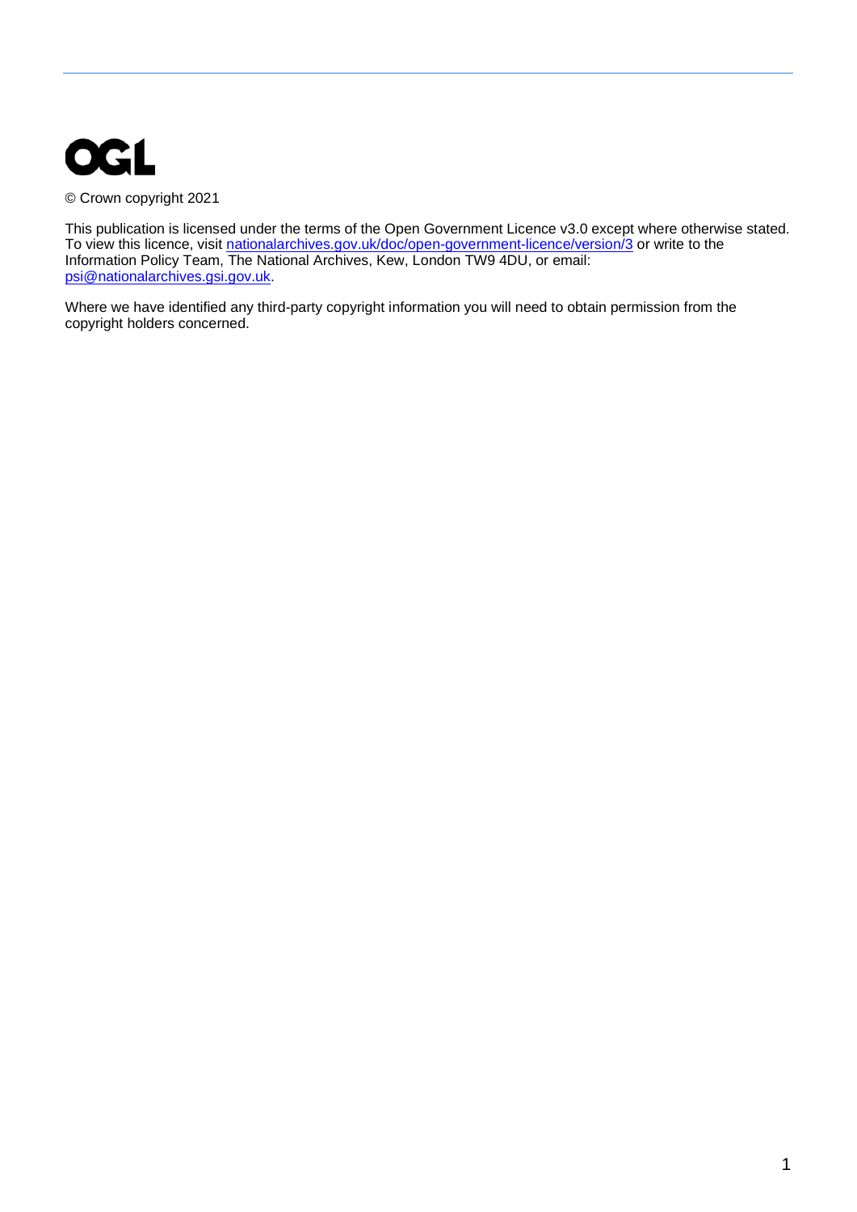OGL

© Crown copyright 2021

This publication is licensed under the terms of the Open Government Licence v3.0 except where otherwise stated. To view this licence, visit nationalarchives.gov.uk/doc/open-government-licence/version/3 or write to the Information Policy Team, The National Archives, Kew, London TW9 4DU, or email: psi@nationalarchives.gsi.gov.uk.

Where we have identified any third-party copyright information you will need to obtain permission from the copyright holders concerned.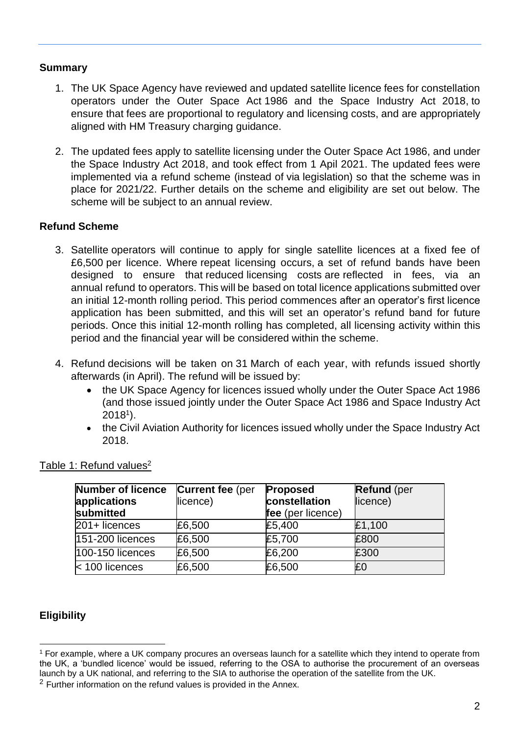## Summary

1. The UK Space Agency have reviewed and updated satellite licence fees for constellation operators under the Outer Space Act 1986 and the Space Industry Act 2018, to ensure that fees are proportional to regulatory and licensing costs, and are appropriately aligned with HM Treasury charging guidance.

2. The updated fees apply to satellite licensing under the Outer Space Act 1986, and under the Space Industry Act 2018, and took effect from 1 April 2021. The updated fees were implemented via a refund scheme (instead of via legislation) so that the scheme was in place for 2021/22. Further details on the scheme and eligibility are set out below. The scheme will be subject to an annual review.

## Refund Scheme

3. Satellite operators will continue to apply for single satellite licences at a fixed fee of £6,500 per licence. Where repeat licensing occurs, a set of refund bands have been designed to ensure that reduced licensing costs are reflected in fees, via an annual refund to operators. This will be based on total licence applications submitted over an initial 12-month rolling period. This period commences after an operator's first licence application has been submitted, and this will set an operator's refund band for future periods. Once this initial 12-month rolling has completed, all licensing activity within this period and the financial year will be considered within the scheme.

4. Refund decisions will be taken on 31 March of each year, with refunds issued shortly afterwards (in April). The refund will be issued by:
   - the UK Space Agency for licences issued wholly under the Outer Space Act 1986 (and those issued jointly under the Outer Space Act 1986 and Space Industry Act 2018[1]).
   - the Civil Aviation Authority for licences issued wholly under the Space Industry Act 2018.

Table 1: Refund values[2]

| **Number of licence applications submitted** | **Current fee** (per licence) | **Proposed constellation fee** (per licence) | **Refund** (per licence) |
|---|---|---|---|
| 201+ licences | £6,500 | £5,400 | £1,100 |
| 151-200 licences | £6,500 | £5,700 | £800 |
| 100-150 licences | £6,500 | £6,200 | £300 |
| < 100 licences | £6,500 | £6,500 | £0 |

## Eligibility

[1] For example, where a UK company procures an overseas launch for a satellite which they intend to operate from the UK, a 'bundled licence' would be issued, referring to the OSA to authorise the procurement of an overseas launch by a UK national, and referring to the SIA to authorise the operation of the satellite from the UK.

[2] Further information on the refund values is provided in the Annex.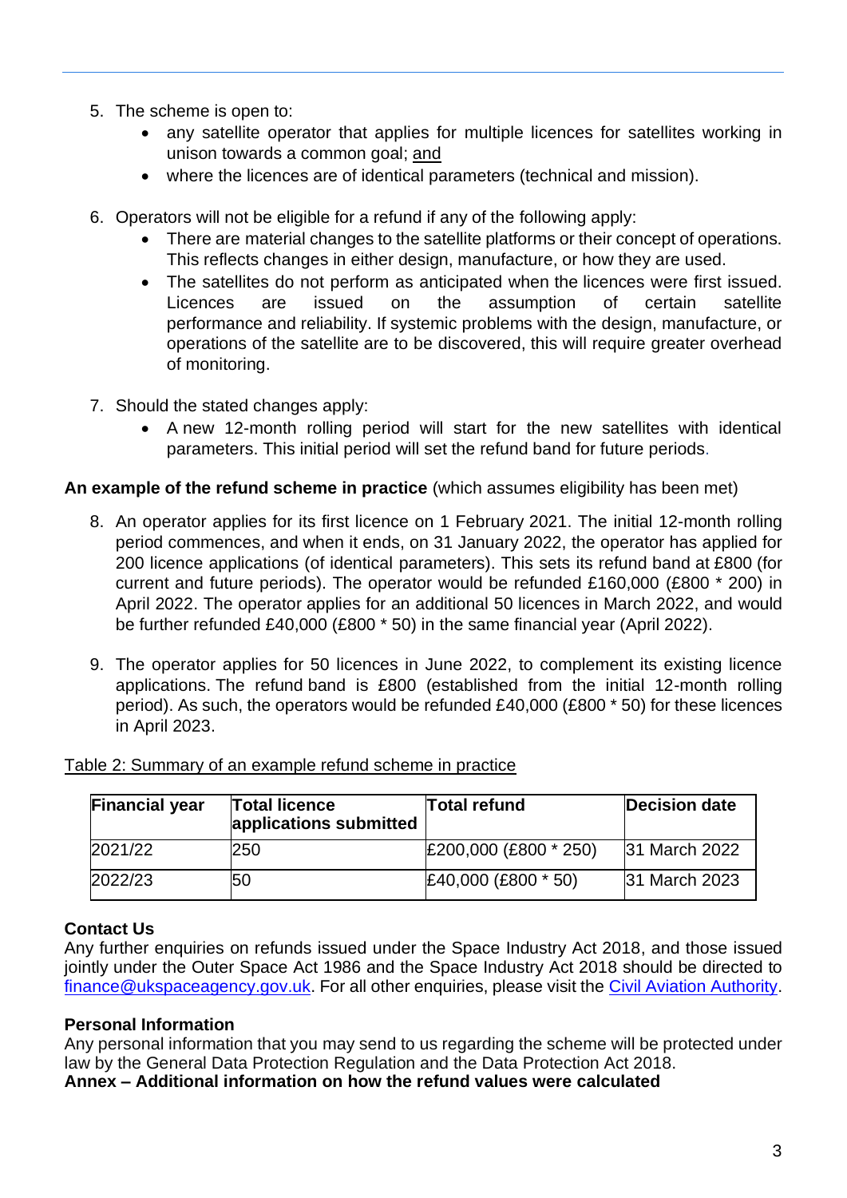5. The scheme is open to:
    - any satellite operator that applies for multiple licences for satellites working in unison towards a common goal; and
    - where the licences are of identical parameters (technical and mission).

6. Operators will not be eligible for a refund if any of the following apply:
    - There are material changes to the satellite platforms or their concept of operations. This reflects changes in either design, manufacture, or how they are used.
    - The satellites do not perform as anticipated when the licences were first issued. Licences are issued on the assumption of certain satellite performance and reliability. If systemic problems with the design, manufacture, or operations of the satellite are to be discovered, this will require greater overhead of monitoring.

7. Should the stated changes apply:
    - A new 12-month rolling period will start for the new satellites with identical parameters. This initial period will set the refund band for future periods.

**An example of the refund scheme in practice** (which assumes eligibility has been met)

8. An operator applies for its first licence on 1 February 2021. The initial 12-month rolling period commences, and when it ends, on 31 January 2022, the operator has applied for 200 licence applications (of identical parameters). This sets its refund band at £800 (for current and future periods). The operator would be refunded £160,000 (£800 * 200) in April 2022. The operator applies for an additional 50 licences in March 2022, and would be further refunded £40,000 (£800 * 50) in the same financial year (April 2022).

9. The operator applies for 50 licences in June 2022, to complement its existing licence applications. The refund band is £800 (established from the initial 12-month rolling period). As such, the operators would be refunded £40,000 (£800 * 50) for these licences in April 2023.

Table 2: Summary of an example refund scheme in practice

| Financial year | Total licence applications submitted | Total refund | Decision date |
|---|---|---|---|
| 2021/22 | 250 | £200,000 (£800 * 250) | 31 March 2022 |
| 2022/23 | 50 | £40,000 (£800 * 50) | 31 March 2023 |

**Contact Us**

Any further enquiries on refunds issued under the Space Industry Act 2018, and those issued jointly under the Outer Space Act 1986 and the Space Industry Act 2018 should be directed to finance@ukspaceagency.gov.uk. For all other enquiries, please visit the Civil Aviation Authority.

**Personal Information**

Any personal information that you may send to us regarding the scheme will be protected under law by the General Data Protection Regulation and the Data Protection Act 2018.

**Annex – Additional information on how the refund values were calculated**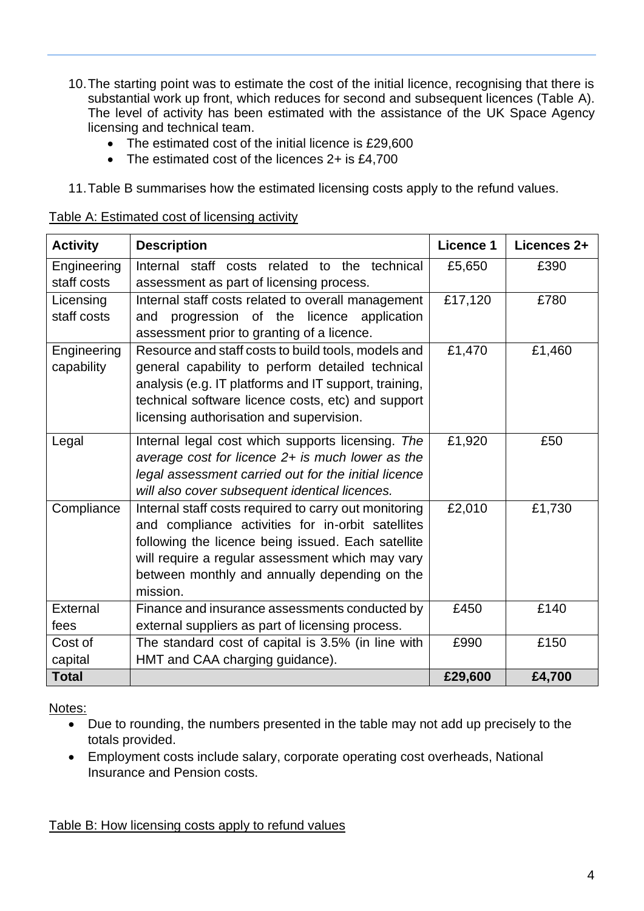10. The starting point was to estimate the cost of the initial licence, recognising that there is substantial work up front, which reduces for second and subsequent licences (Table A). The level of activity has been estimated with the assistance of the UK Space Agency licensing and technical team.
    - The estimated cost of the initial licence is £29,600
    - The estimated cost of the licences 2+ is £4,700

11. Table B summarises how the estimated licensing costs apply to the refund values.

Table A: Estimated cost of licensing activity

| Activity | Description | Licence 1 | Licences 2+ |
|---|---|---|---|
| Engineering staff costs | Internal staff costs related to the technical assessment as part of licensing process. | £5,650 | £390 |
| Licensing staff costs | Internal staff costs related to overall management and progression of the licence application assessment prior to granting of a licence. | £17,120 | £780 |
| Engineering capability | Resource and staff costs to build tools, models and general capability to perform detailed technical analysis (e.g. IT platforms and IT support, training, technical software licence costs, etc) and support licensing authorisation and supervision. | £1,470 | £1,460 |
| Legal | Internal legal cost which supports licensing. *The average cost for licence 2+ is much lower as the legal assessment carried out for the initial licence will also cover subsequent identical licences.* | £1,920 | £50 |
| Compliance | Internal staff costs required to carry out monitoring and compliance activities for in-orbit satellites following the licence being issued. Each satellite will require a regular assessment which may vary between monthly and annually depending on the mission. | £2,010 | £1,730 |
| External fees | Finance and insurance assessments conducted by external suppliers as part of licensing process. | £450 | £140 |
| Cost of capital | The standard cost of capital is 3.5% (in line with HMT and CAA charging guidance). | £990 | £150 |
| **Total** | | **£29,600** | **£4,700** |

Notes:

- Due to rounding, the numbers presented in the table may not add up precisely to the totals provided.
- Employment costs include salary, corporate operating cost overheads, National Insurance and Pension costs.

Table B: How licensing costs apply to refund values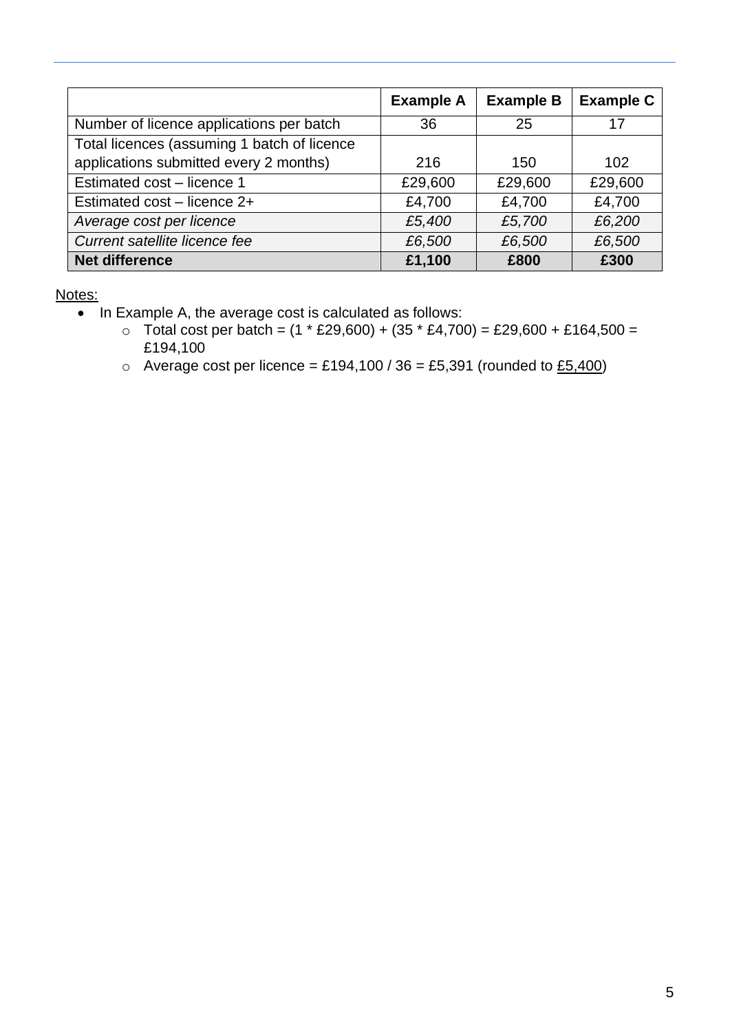| | Example A | Example B | Example C |
| --- | --- | --- | --- |
| Number of licence applications per batch | 36 | 25 | 17 |
| Total licences (assuming 1 batch of licence applications submitted every 2 months) | 216 | 150 | 102 |
| Estimated cost – licence 1 | £29,600 | £29,600 | £29,600 |
| Estimated cost – licence 2+ | £4,700 | £4,700 | £4,700 |
| *Average cost per licence* | *£5,400* | *£5,700* | *£6,200* |
| *Current satellite licence fee* | *£6,500* | *£6,500* | *£6,500* |
| **Net difference** | **£1,100** | **£800** | **£300** |

Notes:

- In Example A, the average cost is calculated as follows:
  - Total cost per batch = (1 * £29,600) + (35 * £4,700) = £29,600 + £164,500 = £194,100
  - Average cost per licence = £194,100 / 36 = £5,391 (rounded to £5,400)